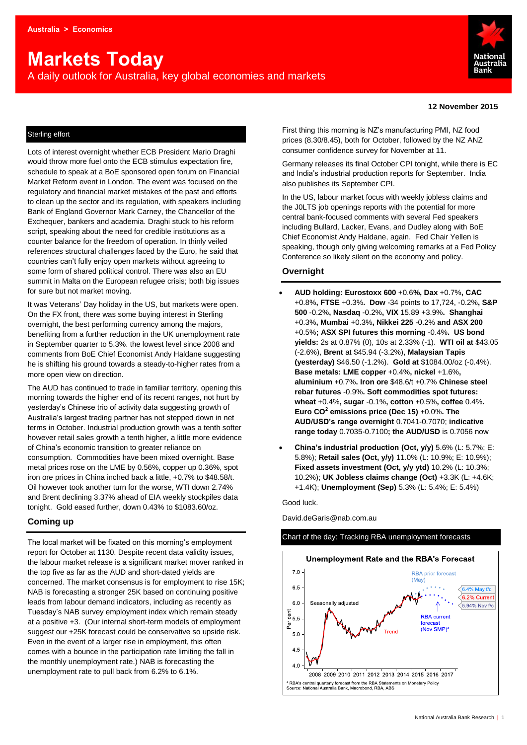Australia > Economics

# Markets Today

A daily outlook for Australia, key global economies and markets

12 November 2015

## Sterling effort

Lots of interest overnight whether ECB President Mario Draghi would throw more fuel onto the ECB stimulus expectation fire, schedule to speak at a BoE sponsored open forum on Financial Market Reform event in London. The event was focused on the regulatory and financial market mistakes of the past and efforts to clean up the sector and its regulation, with speakers including Bank of England Governor Mark Carney, the Chancellor of the Exchequer, bankers and academia. Draghi stuck to his reform script, speaking about the need for credible institutions as a counter balance for the freedom of operation. In thinly veiled references structural challenges faced by the Euro, he said that countries can't fully enjoy open markets without agreeing to some form of shared political control. There was also an EU summit in Malta on the European refugee crisis; both big issues for sure but not market moving.

It was Veterans' Day holiday in the US, but markets were open. On the FX front, there was some buying interest in Sterling overnight, the best performing currency among the majors, benefiting from a further reduction in the UK unemployment rate in September quarter to 5.3%. the lowest level since 2008 and comments from BoE Chief Economist Andy Haldane suggesting he is shifting his ground towards a steady-to-higher rates from a more open view on direction.

The AUD has continued to trade in familiar territory, opening this morning towards the higher end of its recent ranges, not hurt by yesterday's Chinese trio of activity data suggesting growth of Australia's largest trading partner has not stepped down in net terms in October. Industrial production growth was a tenth softer however retail sales growth a tenth higher, a little more evidence of China's economic transition to greater reliance on consumption. Commodities have been mixed overnight. Base metal prices rose on the LME by 0.56%, copper up 0.36%, spot iron ore prices in China inched back a little, +0.7% to \$48.58/t. Oil however took another turn for the worse, WTI down 2.74% and Brent declining 3.37% ahead of EIA weekly stockpiles data tonight. Gold eased further, down 0.43% to \$1083.60/oz.

## Coming up

The local market will be fixated on this morning's employment report for October at 1130. Despite recent data validity issues, the labour market release is a significant market mover ranked in the top five as far as the AUD and short-dated yields are concerned. The market consensus is for employment to rise 15K; NAB is forecasting a stronger 25K based on continuing positive leads from labour demand indicators, including as recently as Tuesday's NAB survey employment index which remain steady at a positive +3. (Our internal short-term models of employment suggest our +25K forecast could be conservative so upside risk. Even in the event of a larger rise in employment, this often comes with a bounce in the participation rate limiting the fall in the monthly unemployment rate.) NAB is forecasting the unemployment rate to pull back from 6.2% to 6.1%.

First thing this morning is NZ's manufacturing PMI, NZ food prices (8.30/8.45), both for October, followed by the NZ ANZ consumer confidence survey for November at 11.

Germany releases its final October CPI tonight, while there is EC and India's industrial production reports for September. India also publishes its September CPI.

In the US, labour market focus with weekly jobless claims and the J0LTS job openings reports with the potential for more central bank-focused comments with several Fed speakers including Bullard, Lacker, Evans, and Dudley along with BoE Chief Economist Andy Haldane, again. Fed Chair Yellen is speaking, though only giving welcoming remarks at a Fed Policy Conference so likely silent on the economy and policy.

## Overnight

- **AUD holding: Eurostoxx 600** +0.6**%, Dax** +0.7%**, CAC** +0.8%**, FTSE** +0.3%**. Dow** -34 points to 17,724, -0.2%**, S&P 500** -0.2%**, Nasdaq** -0.2%**, VIX** 15.89 +3.9%**. Shanghai** +0.3%**, Mumbai** +0.3%**, Nikkei 225** -0.2% **and ASX 200** +0.5%**; ASX SPI futures this morning** -0.4%**. US bond yields:** 2s at 0.87% (0), 10s at 2.33% (-1). **WTI oil at** \$43.05 (-2.6%), **Brent** at \$45.94 (-3.2%), **Malaysian Tapis (yesterday)** \$46.50 (-1.2%). **Gold at** \$1084.00/oz (-0.4%). **Base metals: LME copper** +0.4%**, nickel** +1.6%**, aluminium** +0.7%**. Iron ore** \$48.6/t +0.7% **Chinese steel rebar futures** -0.9%**. Soft commodities spot futures: wheat** +0.4%**, sugar** -0.1%**, cotton** +0.5%**, coffee** 0.4%**. Euro $CO^2$ emissions price (Dec 15)** +0.0%**. The AUD/USD's range overnight** 0.7041-0.7070; **indicative range today** 0.7035-0.7100**; the AUD/USD** is 0.7056 now
- **China's industrial production (Oct, y/y)** 5.6% (L: 5.7%; E: 5.8%); **Retail sales (Oct, y/y)** 11.0% (L: 10.9%; E: 10.9%); **Fixed assets investment (Oct, y/y ytd)** 10.2% (L: 10.3%; 10.2%); **UK Jobless claims change (Oct)** +3.3K (L: +4.6K; +1.4K); **Unemployment (Sep)** 5.3% (L: 5.4%; E: 5.4%)

Good luck.

David.deGaris@nab.com.au

## Chart of the day: Tracking RBA unemployment forecasts

**Unemployment Rate and the RBA's Forecast**

Chart labels: Per cent (4.0–7.0); 2008–2017; Seasonally adjusted; Trend; RBA prior forecast (May); RBA current forecast (Nov SMP)*; 6.4% May f/c; 6.2% Current; 5.94% Nov f/c

\* RBA's central quarterly forecast from the RBA Statements on Monetary Policy
Source: National Australia Bank, Macrobond, RBA, ABS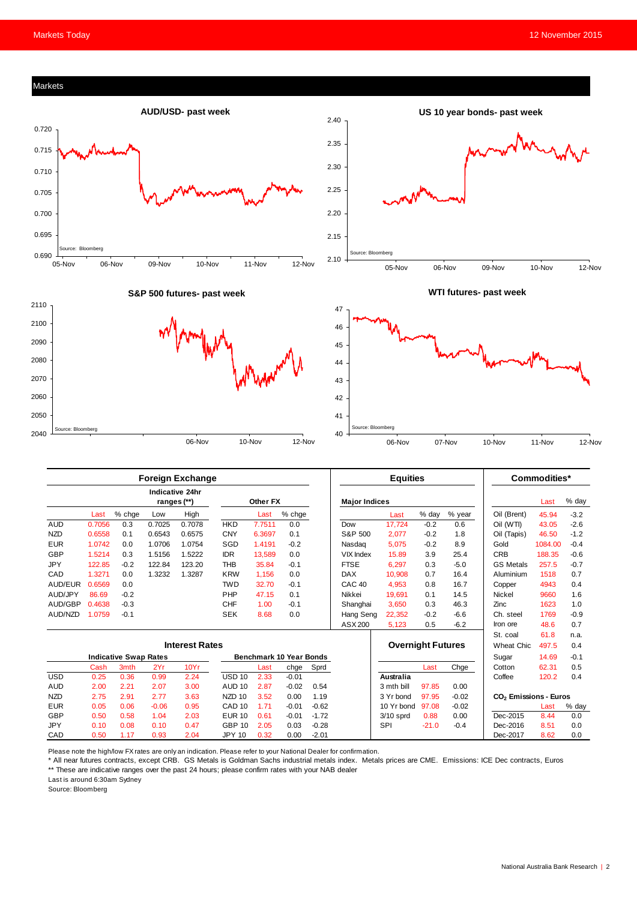## Markets

**AUD/USD- past week**

Source: Bloomberg

**US 10 year bonds- past week**

Source: Bloomberg

**S&P 500 futures- past week**

Source: Bloomberg

**WTI futures- past week**

Source: Bloomberg

### Foreign Exchange

| | Last | % chge | Indicative 24hr ranges (**) Low | High | Other FX | Last | % chge |
|---|---|---|---|---|---|---|---|
| AUD | 0.7056 | 0.3 | 0.7025 | 0.7078 | HKD | 7.7511 | 0.0 |
| NZD | 0.6558 | 0.1 | 0.6543 | 0.6575 | CNY | 6.3697 | 0.1 |
| EUR | 1.0742 | 0.0 | 1.0706 | 1.0754 | SGD | 1.4191 | -0.2 |
| GBP | 1.5214 | 0.3 | 1.5156 | 1.5222 | IDR | 13,589 | 0.0 |
| JPY | 122.85 | -0.2 | 122.84 | 123.20 | THB | 35.84 | -0.1 |
| CAD | 1.3271 | 0.0 | 1.3232 | 1.3287 | KRW | 1,156 | 0.0 |
| AUD/EUR | 0.6569 | 0.0 | | | TWD | 32.70 | -0.1 |
| AUD/JPY | 86.69 | -0.2 | | | PHP | 47.15 | 0.1 |
| AUD/GBP | 0.4638 | -0.3 | | | CHF | 1.00 | -0.1 |
| AUD/NZD | 1.0759 | -0.1 | | | SEK | 8.68 | 0.0 |

### Equities

| Major Indices | Last | % day | % year |
|---|---|---|---|
| Dow | 17,724 | -0.2 | 0.6 |
| S&P 500 | 2,077 | -0.2 | 1.8 |
| Nasdaq | 5,075 | -0.2 | 8.9 |
| VIX Index | 15.89 | 3.9 | 25.4 |
| FTSE | 6,297 | 0.3 | -5.0 |
| DAX | 10,908 | 0.7 | 16.4 |
| CAC 40 | 4,953 | 0.8 | 16.7 |
| Nikkei | 19,691 | 0.1 | 14.5 |
| Shanghai | 3,650 | 0.3 | 46.3 |
| Hang Seng | 22,352 | -0.2 | -6.6 |
| ASX 200 | 5,123 | 0.5 | -6.2 |

### Commodities*

| | Last | % day |
|---|---|---|
| Oil (Brent) | 45.94 | -3.2 |
| Oil (WTI) | 43.05 | -2.6 |
| Oil (Tapis) | 46.50 | -1.2 |
| Gold | 1084.00 | -0.4 |
| CRB | 188.35 | -0.6 |
| GS Metals | 257.5 | -0.7 |
| Aluminium | 1518 | 0.7 |
| Copper | 4943 | 0.4 |
| Nickel | 9660 | 1.6 |
| Zinc | 1623 | 1.0 |
| Ch. steel | 1769 | -0.9 |
| Iron ore | 48.6 | 0.7 |
| St. coal | 61.8 | n.a. |
| Wheat Chic | 497.5 | 0.4 |
| Sugar | 14.69 | -0.1 |
| Cotton | 62.31 | 0.5 |
| Coffee | 120.2 | 0.4 |

### Interest Rates

| Indicative Swap Rates | Cash | 3mth | 2Yr | 10Yr | Benchmark 10 Year Bonds | Last | chge | Sprd |
|---|---|---|---|---|---|---|---|---|
| USD | 0.25 | 0.36 | 0.99 | 2.24 | USD 10 | 2.33 | -0.01 | |
| AUD | 2.00 | 2.21 | 2.07 | 3.00 | AUD 10 | 2.87 | -0.02 | 0.54 |
| NZD | 2.75 | 2.91 | 2.77 | 3.63 | NZD 10 | 3.52 | 0.00 | 1.19 |
| EUR | 0.05 | 0.06 | -0.06 | 0.95 | CAD 10 | 1.71 | -0.01 | -0.62 |
| GBP | 0.50 | 0.58 | 1.04 | 2.03 | EUR 10 | 0.61 | -0.01 | -1.72 |
| JPY | 0.10 | 0.08 | 0.10 | 0.47 | GBP 10 | 2.05 | 0.03 | -0.28 |
| CAD | 0.50 | 1.17 | 0.93 | 2.04 | JPY 10 | 0.32 | 0.00 | -2.01 |

### Overnight Futures

| Australia | Last | Chge |
|---|---|---|
| 3 mth bill | 97.85 | 0.00 |
| 3 Yr bond | 97.95 | -0.02 |
| 10 Yr bond | 97.08 | -0.02 |
| 3/10 sprd | 0.88 | 0.00 |
| SPI | -21.0 | -0.4 |

### $CO_2$ Emissions - Euros

| | Last | % day |
|---|---|---|
| Dec-2015 | 8.44 | 0.0 |
| Dec-2016 | 8.51 | 0.0 |
| Dec-2017 | 8.62 | 0.0 |

Please note the high/low FX rates are only an indication. Please refer to your National Dealer for confirmation.

* All near futures contracts, except CRB. GS Metals is Goldman Sachs industrial metals index. Metals prices are CME. Emissions: ICE Dec contracts, Euros

** These are indicative ranges over the past 24 hours; please confirm rates with your NAB dealer

Last is around 6:30am Sydney

Source: Bloomberg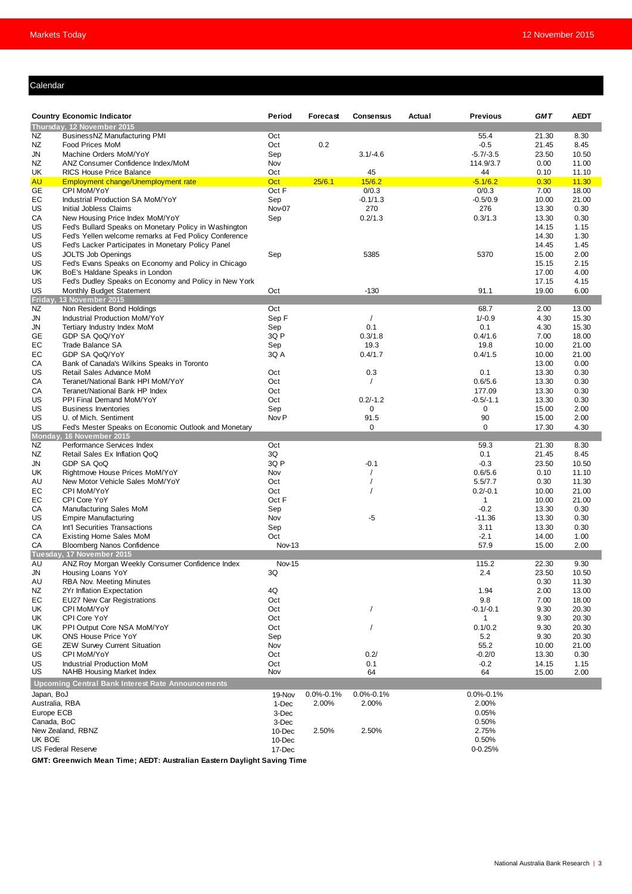## Calendar

| Country | Economic Indicator | Period | Forecast | Consensus | Actual | Previous | GMT | AEDT |
|---|---|---|---|---|---|---|---|---|
| **Thursday, 12 November 2015** | | | | | | | | |
| NZ | BusinessNZ Manufacturing PMI | Oct | | | | 55.4 | 21.30 | 8.30 |
| NZ | Food Prices MoM | Oct | 0.2 | | | -0.5 | 21.45 | 8.45 |
| JN | Machine Orders MoM/YoY | Sep | | 3.1/-4.6 | | -5.7/-3.5 | 23.50 | 10.50 |
| NZ | ANZ Consumer Confidence Index/MoM | Nov | | | | 114.9/3.7 | 0.00 | 11.00 |
| UK | RICS House Price Balance | Oct | | 45 | | 44 | 0.10 | 11.10 |
| AU | Employment change/Unemployment rate | Oct | 25/6.1 | 15/6.2 | | -5.1/6.2 | 0.30 | 11.30 |
| GE | CPI MoM/YoY | Oct F | | 0/0.3 | | 0/0.3 | 7.00 | 18.00 |
| EC | Industrial Production SA MoM/YoY | Sep | | -0.1/1.3 | | -0.5/0.9 | 10.00 | 21.00 |
| US | Initial Jobless Claims | Nov-07 | | 270 | | 276 | 13.30 | 0.30 |
| CA | New Housing Price Index MoM/YoY | Sep | | 0.2/1.3 | | 0.3/1.3 | 13.30 | 0.30 |
| US | Fed's Bullard Speaks on Monetary Policy in Washington | | | | | | 14.15 | 1.15 |
| US | Fed's Yellen welcome remarks at Fed Policy Conference | | | | | | 14.30 | 1.30 |
| US | Fed's Lacker Participates in Monetary Policy Panel | | | | | | 14.45 | 1.45 |
| US | JOLTS Job Openings | Sep | | 5385 | | 5370 | 15.00 | 2.00 |
| US | Fed's Evans Speaks on Economy and Policy in Chicago | | | | | | 15.15 | 2.15 |
| UK | BoE's Haldane Speaks in London | | | | | | 17.00 | 4.00 |
| US | Fed's Dudley Speaks on Economy and Policy in New York | | | | | | 17.15 | 4.15 |
| US | Monthly Budget Statement | Oct | | -130 | | 91.1 | 19.00 | 6.00 |
| **Friday, 13 November 2015** | | | | | | | | |
| NZ | Non Resident Bond Holdings | Oct | | | | 68.7 | 2.00 | 13.00 |
| JN | Industrial Production MoM/YoY | Sep F | | / | | 1/-0.9 | 4.30 | 15.30 |
| JN | Tertiary Industry Index MoM | Sep | | 0.1 | | 0.1 | 4.30 | 15.30 |
| GE | GDP SA QoQ/YoY | 3Q P | | 0.3/1.8 | | 0.4/1.6 | 7.00 | 18.00 |
| EC | Trade Balance SA | Sep | | 19.3 | | 19.8 | 10.00 | 21.00 |
| EC | GDP SA QoQ/YoY | 3Q A | | 0.4/1.7 | | 0.4/1.5 | 10.00 | 21.00 |
| CA | Bank of Canada's Wilkins Speaks in Toronto | | | | | | 13.00 | 0.00 |
| US | Retail Sales Advance MoM | Oct | | 0.3 | | 0.1 | 13.30 | 0.30 |
| CA | Teranet/National Bank HPI MoM/YoY | Oct | | / | | 0.6/5.6 | 13.30 | 0.30 |
| CA | Teranet/National Bank HP Index | Oct | | | | 177.09 | 13.30 | 0.30 |
| US | PPI Final Demand MoM/YoY | Oct | | 0.2/-1.2 | | -0.5/-1.1 | 13.30 | 0.30 |
| US | Business Inventories | Sep | | 0 | | 0 | 15.00 | 2.00 |
| US | U. of Mich. Sentiment | Nov P | | 91.5 | | 90 | 15.00 | 2.00 |
| US | Fed's Mester Speaks on Economic Outlook and Monetary | | | 0 | | 0 | 17.30 | 4.30 |
| **Monday, 16 November 2015** | | | | | | | | |
| NZ | Performance Services Index | Oct | | | | 59.3 | 21.30 | 8.30 |
| NZ | Retail Sales Ex Inflation QoQ | 3Q | | | | 0.1 | 21.45 | 8.45 |
| JN | GDP SA QoQ | 3Q P | | -0.1 | | -0.3 | 23.50 | 10.50 |
| UK | Rightmove House Prices MoM/YoY | Nov | | / | | 0.6/5.6 | 0.10 | 11.10 |
| AU | New Motor Vehicle Sales MoM/YoY | Oct | | / | | 5.5/7.7 | 0.30 | 11.30 |
| EC | CPI MoM/YoY | Oct | | / | | 0.2/-0.1 | 10.00 | 21.00 |
| EC | CPI Core YoY | Oct F | | | | 1 | 10.00 | 21.00 |
| CA | Manufacturing Sales MoM | Sep | | | | -0.2 | 13.30 | 0.30 |
| US | Empire Manufacturing | Nov | | -5 | | -11.36 | 13.30 | 0.30 |
| CA | Int'l Securities Transactions | Sep | | | | 3.11 | 13.30 | 0.30 |
| CA | Existing Home Sales MoM | Oct | | | | -2.1 | 14.00 | 1.00 |
| CA | Bloomberg Nanos Confidence | Nov-13 | | | | 57.9 | 15.00 | 2.00 |
| **Tuesday, 17 November 2015** | | | | | | | | |
| AU | ANZ Roy Morgan Weekly Consumer Confidence Index | Nov-15 | | | | 115.2 | 22.30 | 9.30 |
| JN | Housing Loans YoY | 3Q | | | | 2.4 | 23.50 | 10.50 |
| AU | RBA Nov. Meeting Minutes | | | | | | 0.30 | 11.30 |
| NZ | 2Yr Inflation Expectation | 4Q | | | | 1.94 | 2.00 | 13.00 |
| EC | EU27 New Car Registrations | Oct | | | | 9.8 | 7.00 | 18.00 |
| UK | CPI MoM/YoY | Oct | | / | | -0.1/-0.1 | 9.30 | 20.30 |
| UK | CPI Core YoY | Oct | | | | 1 | 9.30 | 20.30 |
| UK | PPI Output Core NSA MoM/YoY | Oct | | / | | 0.1/0.2 | 9.30 | 20.30 |
| UK | ONS House Price YoY | Sep | | | | 5.2 | 9.30 | 20.30 |
| GE | ZEW Survey Current Situation | Nov | | | | 55.2 | 10.00 | 21.00 |
| US | CPI MoM/YoY | Oct | | 0.2/ | | -0.2/0 | 13.30 | 0.30 |
| US | Industrial Production MoM | Oct | | 0.1 | | -0.2 | 14.15 | 1.15 |
| US | NAHB Housing Market Index | Nov | | 64 | | 64 | 15.00 | 2.00 |

**Upcoming Central Bank Interest Rate Announcements**

| Central Bank | Date | Forecast | Consensus | Previous |
|---|---|---|---|---|
| Japan, BoJ | 19-Nov | 0.0%-0.1% | 0.0%-0.1% | 0.0%-0.1% |
| Australia, RBA | 1-Dec | 2.00% | 2.00% | 2.00% |
| Europe ECB | 3-Dec | | | 0.05% |
| Canada, BoC | 3-Dec | | | 0.50% |
| New Zealand, RBNZ | 10-Dec | 2.50% | 2.50% | 2.75% |
| UK BOE | 10-Dec | | | 0.50% |
| US Federal Reserve | 17-Dec | | | 0-0.25% |

**GMT: Greenwich Mean Time; AEDT: Australian Eastern Daylight Saving Time**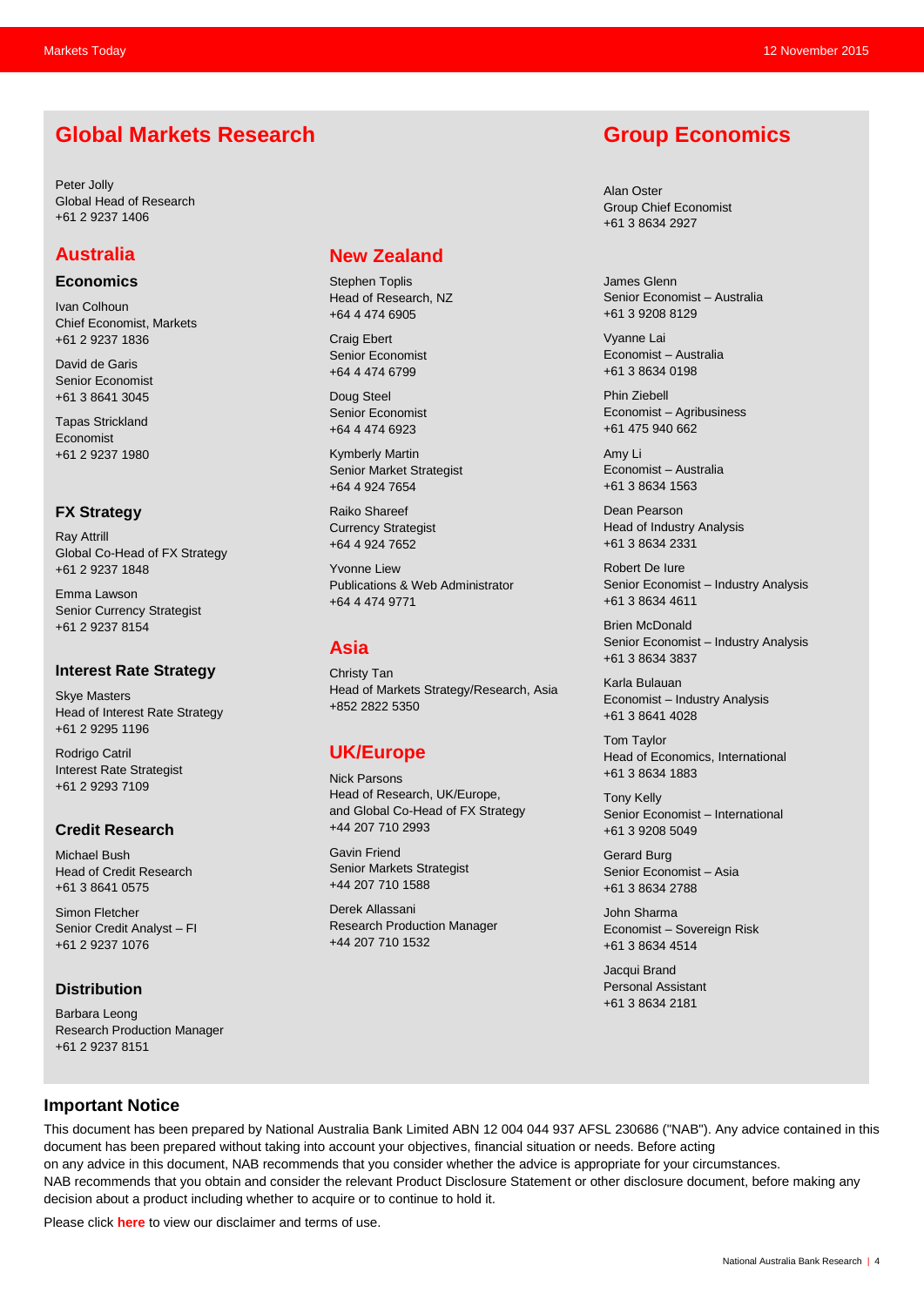# Global Markets Research

Peter Jolly
Global Head of Research
+61 2 9237 1406

## Australia

### Economics

Ivan Colhoun
Chief Economist, Markets
+61 2 9237 1836

David de Garis
Senior Economist
+61 3 8641 3045

Tapas Strickland
Economist
+61 2 9237 1980

### FX Strategy

Ray Attrill
Global Co-Head of FX Strategy
+61 2 9237 1848

Emma Lawson
Senior Currency Strategist
+61 2 9237 8154

### Interest Rate Strategy

Skye Masters
Head of Interest Rate Strategy
+61 2 9295 1196

Rodrigo Catril
Interest Rate Strategist
+61 2 9293 7109

### Credit Research

Michael Bush
Head of Credit Research
+61 3 8641 0575

Simon Fletcher
Senior Credit Analyst – FI
+61 2 9237 1076

### Distribution

Barbara Leong
Research Production Manager
+61 2 9237 8151

## New Zealand

Stephen Toplis
Head of Research, NZ
+64 4 474 6905

Craig Ebert
Senior Economist
+64 4 474 6799

Doug Steel
Senior Economist
+64 4 474 6923

Kymberly Martin
Senior Market Strategist
+64 4 924 7654

Raiko Shareef
Currency Strategist
+64 4 924 7652

Yvonne Liew
Publications & Web Administrator
+64 4 474 9771

## Asia

Christy Tan
Head of Markets Strategy/Research, Asia
+852 2822 5350

## UK/Europe

Nick Parsons
Head of Research, UK/Europe,
and Global Co-Head of FX Strategy
+44 207 710 2993

Gavin Friend
Senior Markets Strategist
+44 207 710 1588

Derek Allassani
Research Production Manager
+44 207 710 1532

# Group Economics

Alan Oster
Group Chief Economist
+61 3 8634 2927

James Glenn
Senior Economist – Australia
+61 3 9208 8129

Vyanne Lai
Economist – Australia
+61 3 8634 0198

Phin Ziebell
Economist – Agribusiness
+61 475 940 662

Amy Li
Economist – Australia
+61 3 8634 1563

Dean Pearson
Head of Industry Analysis
+61 3 8634 2331

Robert De Iure
Senior Economist – Industry Analysis
+61 3 8634 4611

Brien McDonald
Senior Economist – Industry Analysis
+61 3 8634 3837

Karla Bulauan
Economist – Industry Analysis
+61 3 8641 4028

Tom Taylor
Head of Economics, International
+61 3 8634 1883

Tony Kelly
Senior Economist – International
+61 3 9208 5049

Gerard Burg
Senior Economist – Asia
+61 3 8634 2788

John Sharma
Economist – Sovereign Risk
+61 3 8634 4514

Jacqui Brand
Personal Assistant
+61 3 8634 2181

## Important Notice

This document has been prepared by National Australia Bank Limited ABN 12 004 044 937 AFSL 230686 ("NAB"). Any advice contained in this document has been prepared without taking into account your objectives, financial situation or needs. Before acting on any advice in this document, NAB recommends that you consider whether the advice is appropriate for your circumstances. NAB recommends that you obtain and consider the relevant Product Disclosure Statement or other disclosure document, before making any decision about a product including whether to acquire or to continue to hold it.

Please click **here** to view our disclaimer and terms of use.